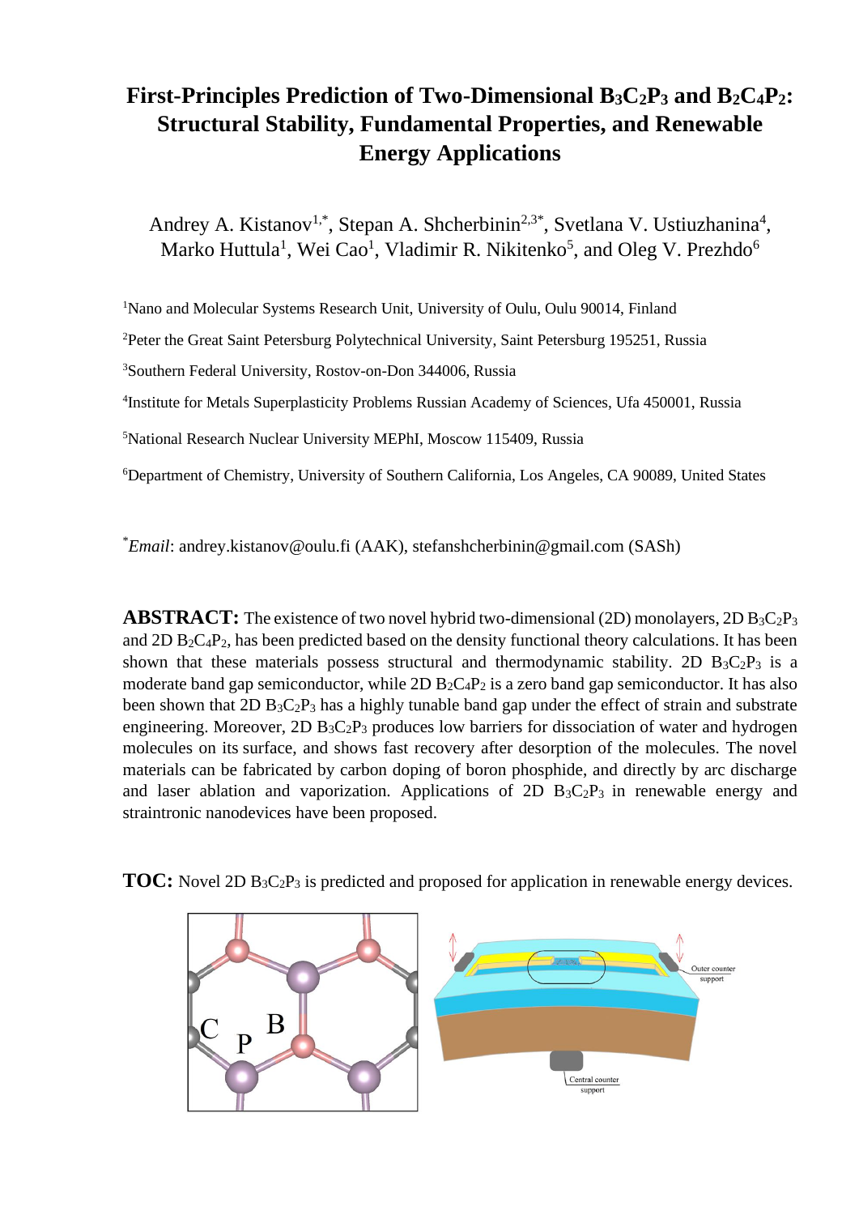# First-Principles Prediction of Two-Dimensional $B_3C_2P_3$ and $B_2C_4P_2$: Structural Stability, Fundamental Properties, and Renewable Energy Applications

Andrey A. Kistanov[1,*], Stepan A. Shcherbinin[2,3*], Svetlana V. Ustiuzhanina[4], Marko Huttula[1], Wei Cao[1], Vladimir R. Nikitenko[5], and Oleg V. Prezhdo[6]

[1]Nano and Molecular Systems Research Unit, University of Oulu, Oulu 90014, Finland

[2]Peter the Great Saint Petersburg Polytechnical University, Saint Petersburg 195251, Russia

[3]Southern Federal University, Rostov-on-Don 344006, Russia

[4]Institute for Metals Superplasticity Problems Russian Academy of Sciences, Ufa 450001, Russia

[5]National Research Nuclear University MEPhI, Moscow 115409, Russia

[6]Department of Chemistry, University of Southern California, Los Angeles, CA 90089, United States

[*]*Email*: andrey.kistanov@oulu.fi (AAK), stefanshcherbinin@gmail.com (SASh)

**ABSTRACT:** The existence of two novel hybrid two-dimensional (2D) monolayers, 2D $B_3C_2P_3$ and 2D $B_2C_4P_2$, has been predicted based on the density functional theory calculations. It has been shown that these materials possess structural and thermodynamic stability. 2D $B_3C_2P_3$ is a moderate band gap semiconductor, while 2D $B_2C_4P_2$ is a zero band gap semiconductor. It has also been shown that 2D $B_3C_2P_3$ has a highly tunable band gap under the effect of strain and substrate engineering. Moreover, 2D $B_3C_2P_3$ produces low barriers for dissociation of water and hydrogen molecules on its surface, and shows fast recovery after desorption of the molecules. The novel materials can be fabricated by carbon doping of boron phosphide, and directly by arc discharge and laser ablation and vaporization. Applications of 2D $B_3C_2P_3$ in renewable energy and straintronic nanodevices have been proposed.

**TOC:** Novel 2D $B_3C_2P_3$ is predicted and proposed for application in renewable energy devices.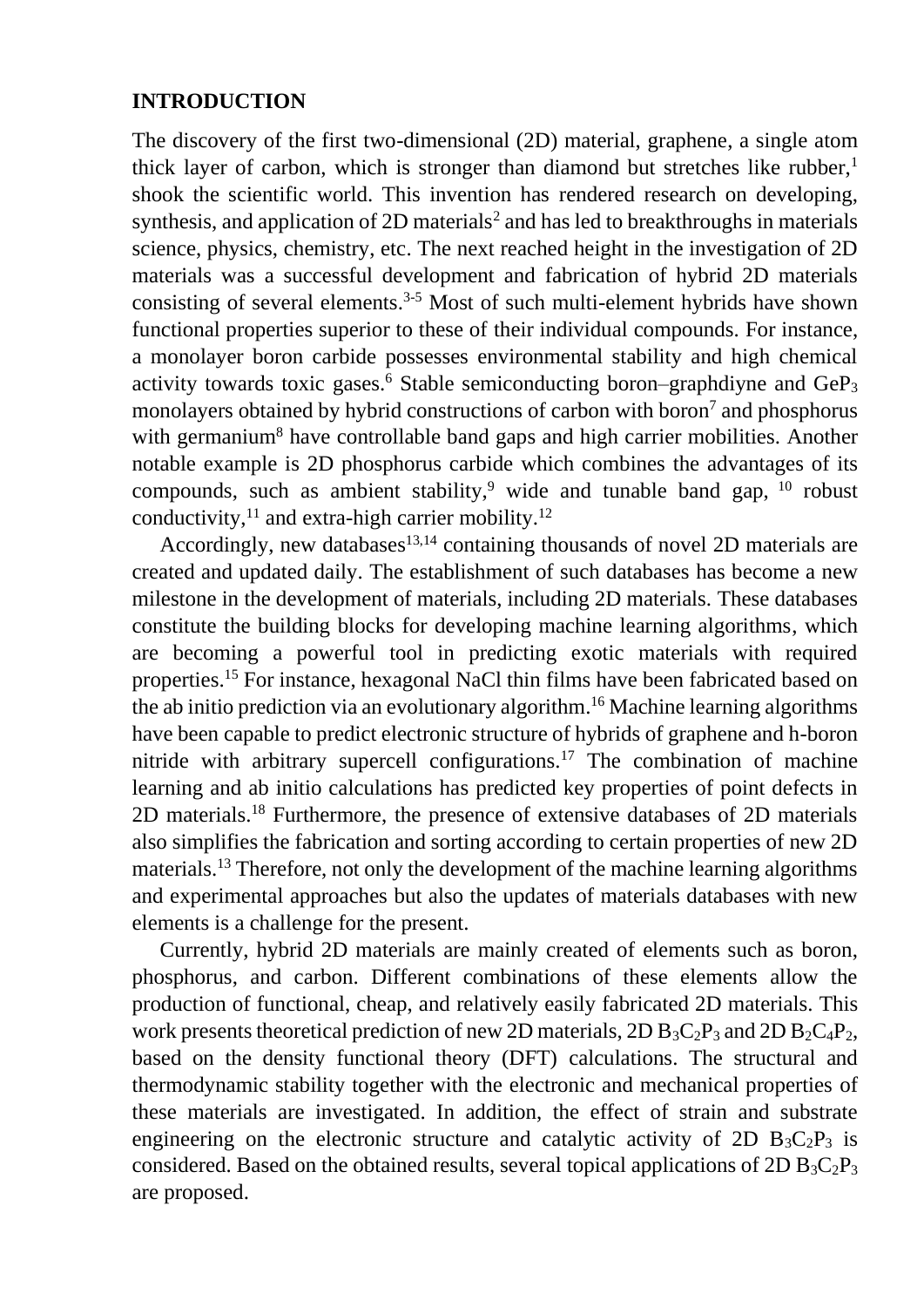## INTRODUCTION

The discovery of the first two-dimensional (2D) material, graphene, a single atom thick layer of carbon, which is stronger than diamond but stretches like rubber,[1] shook the scientific world. This invention has rendered research on developing, synthesis, and application of 2D materials[2] and has led to breakthroughs in materials science, physics, chemistry, etc. The next reached height in the investigation of 2D materials was a successful development and fabrication of hybrid 2D materials consisting of several elements.[3-5] Most of such multi-element hybrids have shown functional properties superior to these of their individual compounds. For instance, a monolayer boron carbide possesses environmental stability and high chemical activity towards toxic gases.[6] Stable semiconducting boron–graphdiyne and $GeP_3$ monolayers obtained by hybrid constructions of carbon with boron[7] and phosphorus with germanium[8] have controllable band gaps and high carrier mobilities. Another notable example is 2D phosphorus carbide which combines the advantages of its compounds, such as ambient stability,[9] wide and tunable band gap, [10] robust conductivity,[11] and extra-high carrier mobility.[12]

Accordingly, new databases[13,14] containing thousands of novel 2D materials are created and updated daily. The establishment of such databases has become a new milestone in the development of materials, including 2D materials. These databases constitute the building blocks for developing machine learning algorithms, which are becoming a powerful tool in predicting exotic materials with required properties.[15] For instance, hexagonal NaCl thin films have been fabricated based on the ab initio prediction via an evolutionary algorithm.[16] Machine learning algorithms have been capable to predict electronic structure of hybrids of graphene and h-boron nitride with arbitrary supercell configurations.[17] The combination of machine learning and ab initio calculations has predicted key properties of point defects in 2D materials.[18] Furthermore, the presence of extensive databases of 2D materials also simplifies the fabrication and sorting according to certain properties of new 2D materials.[13] Therefore, not only the development of the machine learning algorithms and experimental approaches but also the updates of materials databases with new elements is a challenge for the present.

Currently, hybrid 2D materials are mainly created of elements such as boron, phosphorus, and carbon. Different combinations of these elements allow the production of functional, cheap, and relatively easily fabricated 2D materials. This work presents theoretical prediction of new 2D materials, 2D $B_3C_2P_3$ and 2D $B_2C_4P_2$, based on the density functional theory (DFT) calculations. The structural and thermodynamic stability together with the electronic and mechanical properties of these materials are investigated. In addition, the effect of strain and substrate engineering on the electronic structure and catalytic activity of 2D $B_3C_2P_3$ is considered. Based on the obtained results, several topical applications of 2D $B_3C_2P_3$ are proposed.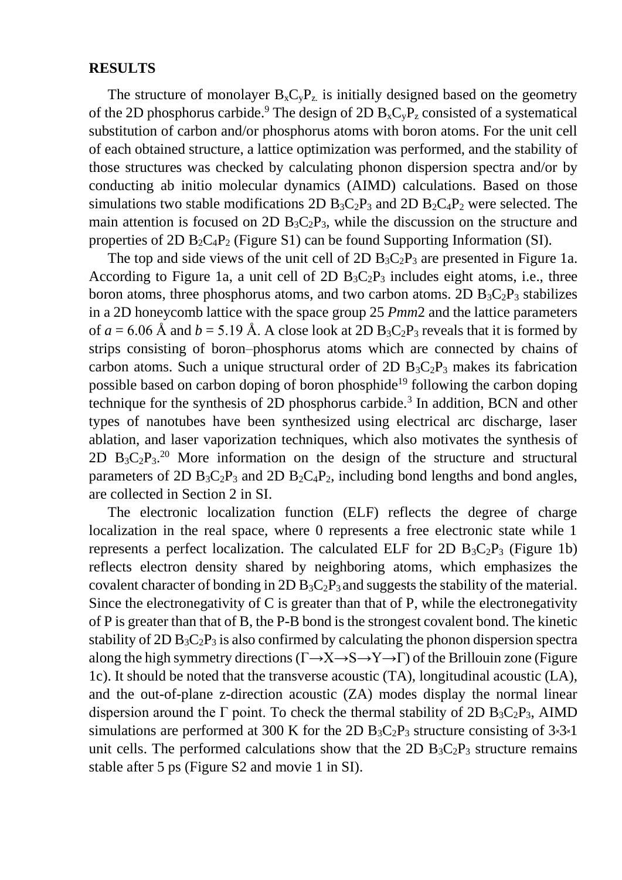## RESULTS

The structure of monolayer $B_xC_yP_z$ is initially designed based on the geometry of the 2D phosphorus carbide.[9] The design of 2D $B_xC_yP_z$ consisted of a systematical substitution of carbon and/or phosphorus atoms with boron atoms. For the unit cell of each obtained structure, a lattice optimization was performed, and the stability of those structures was checked by calculating phonon dispersion spectra and/or by conducting ab initio molecular dynamics (AIMD) calculations. Based on those simulations two stable modifications 2D $B_3C_2P_3$ and 2D $B_2C_4P_2$ were selected. The main attention is focused on 2D $B_3C_2P_3$, while the discussion on the structure and properties of 2D $B_2C_4P_2$ (Figure S1) can be found Supporting Information (SI).

The top and side views of the unit cell of 2D $B_3C_2P_3$ are presented in Figure 1a. According to Figure 1a, a unit cell of 2D $B_3C_2P_3$ includes eight atoms, i.e., three boron atoms, three phosphorus atoms, and two carbon atoms. 2D $B_3C_2P_3$ stabilizes in a 2D honeycomb lattice with the space group 25 *Pmm*2 and the lattice parameters of $a$ = 6.06 Å and $b$ = 5.19 Å. A close look at 2D $B_3C_2P_3$ reveals that it is formed by strips consisting of boron–phosphorus atoms which are connected by chains of carbon atoms. Such a unique structural order of 2D $B_3C_2P_3$ makes its fabrication possible based on carbon doping of boron phosphide[19] following the carbon doping technique for the synthesis of 2D phosphorus carbide.[3] In addition, BCN and other types of nanotubes have been synthesized using electrical arc discharge, laser ablation, and laser vaporization techniques, which also motivates the synthesis of 2D $B_3C_2P_3$.[20] More information on the design of the structure and structural parameters of 2D $B_3C_2P_3$ and 2D $B_2C_4P_2$, including bond lengths and bond angles, are collected in Section 2 in SI.

The electronic localization function (ELF) reflects the degree of charge localization in the real space, where 0 represents a free electronic state while 1 represents a perfect localization. The calculated ELF for 2D $B_3C_2P_3$ (Figure 1b) reflects electron density shared by neighboring atoms, which emphasizes the covalent character of bonding in 2D $B_3C_2P_3$ and suggests the stability of the material. Since the electronegativity of C is greater than that of P, while the electronegativity of P is greater than that of B, the P-B bond is the strongest covalent bond. The kinetic stability of 2D $B_3C_2P_3$ is also confirmed by calculating the phonon dispersion spectra along the high symmetry directions (Γ→X→S→Y→Γ) of the Brillouin zone (Figure 1c). It should be noted that the transverse acoustic (TA), longitudinal acoustic (LA), and the out-of-plane z-direction acoustic (ZA) modes display the normal linear dispersion around the Γ point. To check the thermal stability of 2D $B_3C_2P_3$, AIMD simulations are performed at 300 K for the 2D $B_3C_2P_3$ structure consisting of $3\times3\times1$ unit cells. The performed calculations show that the 2D $B_3C_2P_3$ structure remains stable after 5 ps (Figure S2 and movie 1 in SI).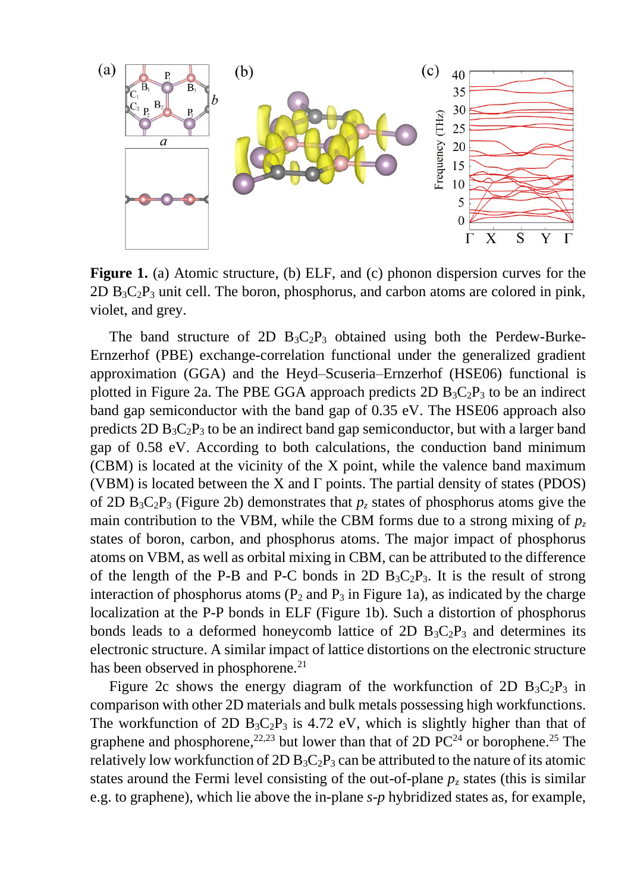**Figure 1.** (a) Atomic structure, (b) ELF, and (c) phonon dispersion curves for the 2D $B_3C_2P_3$ unit cell. The boron, phosphorus, and carbon atoms are colored in pink, violet, and grey.

The band structure of 2D $B_3C_2P_3$ obtained using both the Perdew-Burke-Ernzerhof (PBE) exchange-correlation functional under the generalized gradient approximation (GGA) and the Heyd–Scuseria–Ernzerhof (HSE06) functional is plotted in Figure 2a. The PBE GGA approach predicts 2D $B_3C_2P_3$ to be an indirect band gap semiconductor with the band gap of 0.35 eV. The HSE06 approach also predicts 2D $B_3C_2P_3$ to be an indirect band gap semiconductor, but with a larger band gap of 0.58 eV. According to both calculations, the conduction band minimum (CBM) is located at the vicinity of the X point, while the valence band maximum (VBM) is located between the X and Γ points. The partial density of states (PDOS) of 2D $B_3C_2P_3$ (Figure 2b) demonstrates that $p_z$ states of phosphorus atoms give the main contribution to the VBM, while the CBM forms due to a strong mixing of $p_z$ states of boron, carbon, and phosphorus atoms. The major impact of phosphorus atoms on VBM, as well as orbital mixing in CBM, can be attributed to the difference of the length of the P-B and P-C bonds in 2D $B_3C_2P_3$. It is the result of strong interaction of phosphorus atoms ($P_2$ and $P_3$ in Figure 1a), as indicated by the charge localization at the P-P bonds in ELF (Figure 1b). Such a distortion of phosphorus bonds leads to a deformed honeycomb lattice of 2D $B_3C_2P_3$ and determines its electronic structure. A similar impact of lattice distortions on the electronic structure has been observed in phosphorene.[21]

Figure 2c shows the energy diagram of the workfunction of 2D $B_3C_2P_3$ in comparison with other 2D materials and bulk metals possessing high workfunctions. The workfunction of 2D $B_3C_2P_3$ is 4.72 eV, which is slightly higher than that of graphene and phosphorene,[22,23] but lower than that of 2D PC[24] or borophene.[25] The relatively low workfunction of 2D $B_3C_2P_3$ can be attributed to the nature of its atomic states around the Fermi level consisting of the out-of-plane $p_z$ states (this is similar e.g. to graphene), which lie above the in-plane *s*-*p* hybridized states as, for example,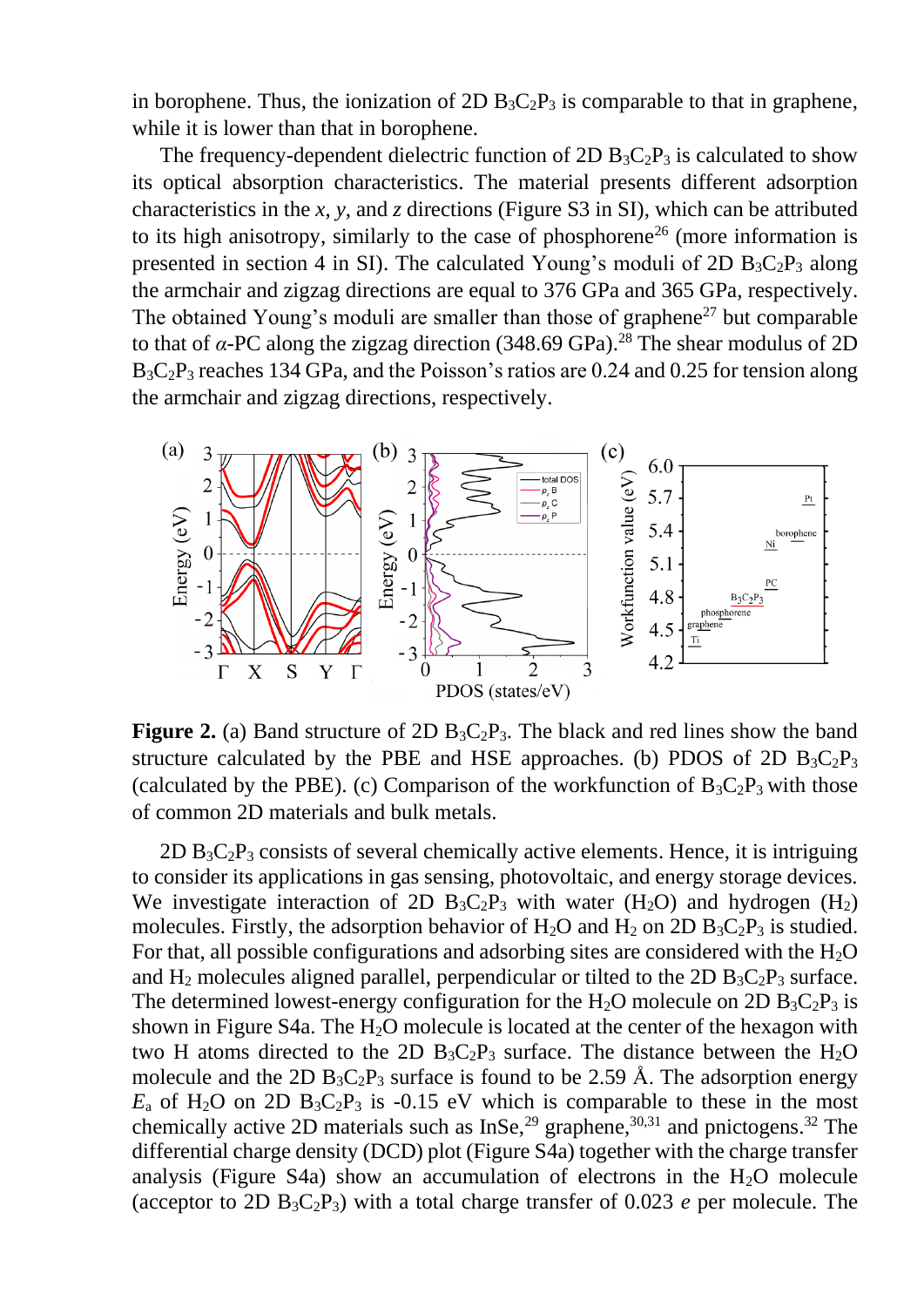in borophene. Thus, the ionization of 2D $B_3C_2P_3$ is comparable to that in graphene, while it is lower than that in borophene.

The frequency-dependent dielectric function of 2D $B_3C_2P_3$ is calculated to show its optical absorption characteristics. The material presents different adsorption characteristics in the *x*, *y*, and *z* directions (Figure S3 in SI), which can be attributed to its high anisotropy, similarly to the case of phosphorene[26] (more information is presented in section 4 in SI). The calculated Young's moduli of 2D $B_3C_2P_3$ along the armchair and zigzag directions are equal to 376 GPa and 365 GPa, respectively. The obtained Young's moduli are smaller than those of graphene[27] but comparable to that of *α*-PC along the zigzag direction (348.69 GPa).[28] The shear modulus of 2D $B_3C_2P_3$ reaches 134 GPa, and the Poisson's ratios are 0.24 and 0.25 for tension along the armchair and zigzag directions, respectively.

**Figure 2.** (a) Band structure of 2D $B_3C_2P_3$. The black and red lines show the band structure calculated by the PBE and HSE approaches. (b) PDOS of 2D $B_3C_2P_3$ (calculated by the PBE). (c) Comparison of the workfunction of $B_3C_2P_3$ with those of common 2D materials and bulk metals.

2D $B_3C_2P_3$ consists of several chemically active elements. Hence, it is intriguing to consider its applications in gas sensing, photovoltaic, and energy storage devices. We investigate interaction of 2D $B_3C_2P_3$ with water ($H_2O$) and hydrogen ($H_2$) molecules. Firstly, the adsorption behavior of $H_2O$ and $H_2$ on 2D $B_3C_2P_3$ is studied. For that, all possible configurations and adsorbing sites are considered with the $H_2O$ and $H_2$ molecules aligned parallel, perpendicular or tilted to the 2D $B_3C_2P_3$ surface. The determined lowest-energy configuration for the $H_2O$ molecule on 2D $B_3C_2P_3$ is shown in Figure S4a. The $H_2O$ molecule is located at the center of the hexagon with two H atoms directed to the 2D $B_3C_2P_3$ surface. The distance between the $H_2O$ molecule and the 2D $B_3C_2P_3$ surface is found to be 2.59 Å. The adsorption energy $E_a$ of $H_2O$ on 2D $B_3C_2P_3$ is -0.15 eV which is comparable to these in the most chemically active 2D materials such as InSe,[29] graphene,[30,31] and pnictogens.[32] The differential charge density (DCD) plot (Figure S4a) together with the charge transfer analysis (Figure S4a) show an accumulation of electrons in the $H_2O$ molecule (acceptor to 2D $B_3C_2P_3$) with a total charge transfer of 0.023 *e* per molecule. The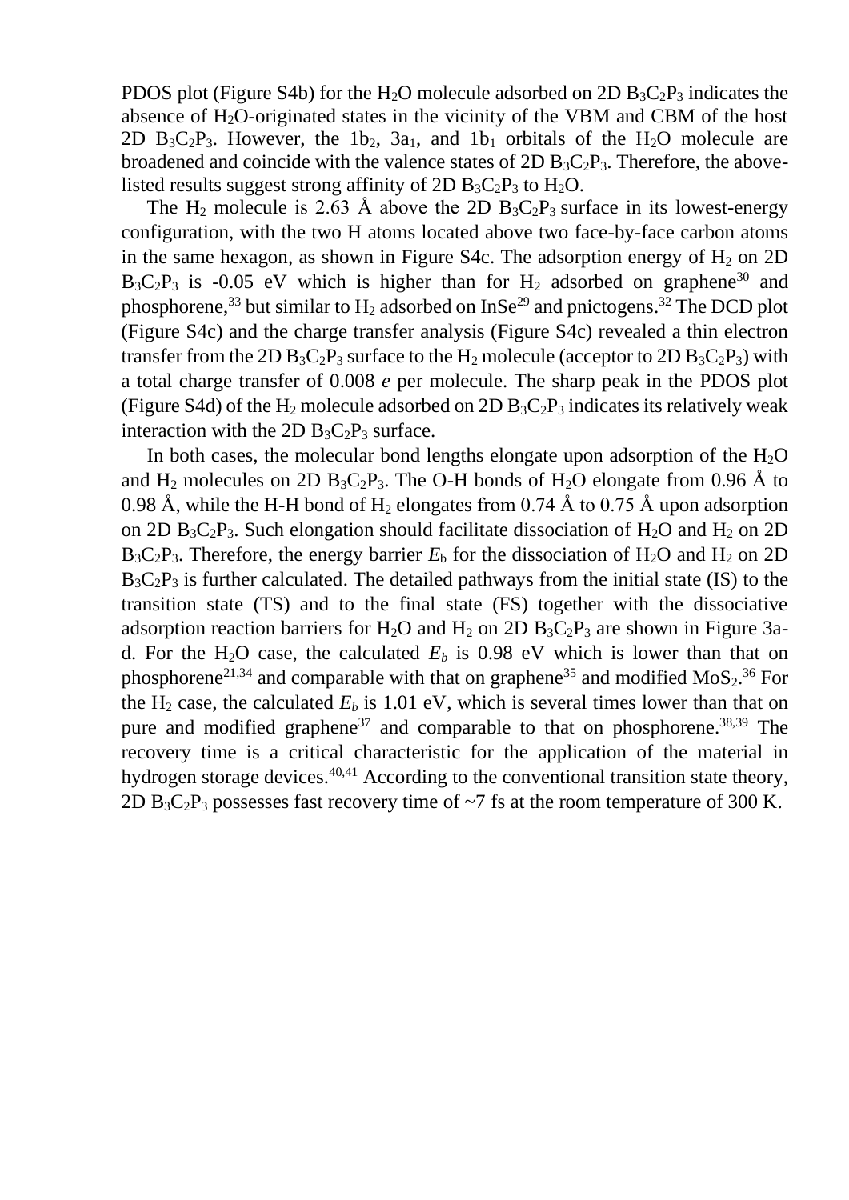PDOS plot (Figure S4b) for the $H_2O$ molecule adsorbed on 2D $B_3C_2P_3$ indicates the absence of $H_2O$-originated states in the vicinity of the VBM and CBM of the host 2D $B_3C_2P_3$. However, the $1b_2$, $3a_1$, and $1b_1$ orbitals of the $H_2O$ molecule are broadened and coincide with the valence states of 2D $B_3C_2P_3$. Therefore, the above-listed results suggest strong affinity of 2D $B_3C_2P_3$ to $H_2O$.

The $H_2$ molecule is 2.63 Å above the 2D $B_3C_2P_3$ surface in its lowest-energy configuration, with the two H atoms located above two face-by-face carbon atoms in the same hexagon, as shown in Figure S4c. The adsorption energy of $H_2$ on 2D $B_3C_2P_3$ is -0.05 eV which is higher than for $H_2$ adsorbed on graphene[30] and phosphorene,[33] but similar to $H_2$ adsorbed on InSe[29] and pnictogens.[32] The DCD plot (Figure S4c) and the charge transfer analysis (Figure S4c) revealed a thin electron transfer from the 2D $B_3C_2P_3$ surface to the $H_2$ molecule (acceptor to 2D $B_3C_2P_3$) with a total charge transfer of 0.008 *e* per molecule. The sharp peak in the PDOS plot (Figure S4d) of the $H_2$ molecule adsorbed on 2D $B_3C_2P_3$ indicates its relatively weak interaction with the 2D $B_3C_2P_3$ surface.

In both cases, the molecular bond lengths elongate upon adsorption of the $H_2O$ and $H_2$ molecules on 2D $B_3C_2P_3$. The O-H bonds of $H_2O$ elongate from 0.96 Å to 0.98 Å, while the H-H bond of $H_2$ elongates from 0.74 Å to 0.75 Å upon adsorption on 2D $B_3C_2P_3$. Such elongation should facilitate dissociation of $H_2O$ and $H_2$ on 2D $B_3C_2P_3$. Therefore, the energy barrier $E_b$ for the dissociation of $H_2O$ and $H_2$ on 2D $B_3C_2P_3$ is further calculated. The detailed pathways from the initial state (IS) to the transition state (TS) and to the final state (FS) together with the dissociative adsorption reaction barriers for $H_2O$ and $H_2$ on 2D $B_3C_2P_3$ are shown in Figure 3a-d. For the $H_2O$ case, the calculated $E_b$ is 0.98 eV which is lower than that on phosphorene[21,34] and comparable with that on graphene[35] and modified $MoS_2$.[36] For the $H_2$ case, the calculated $E_b$ is 1.01 eV, which is several times lower than that on pure and modified graphene[37] and comparable to that on phosphorene.[38,39] The recovery time is a critical characteristic for the application of the material in hydrogen storage devices.[40,41] According to the conventional transition state theory, 2D $B_3C_2P_3$ possesses fast recovery time of ~7 fs at the room temperature of 300 K.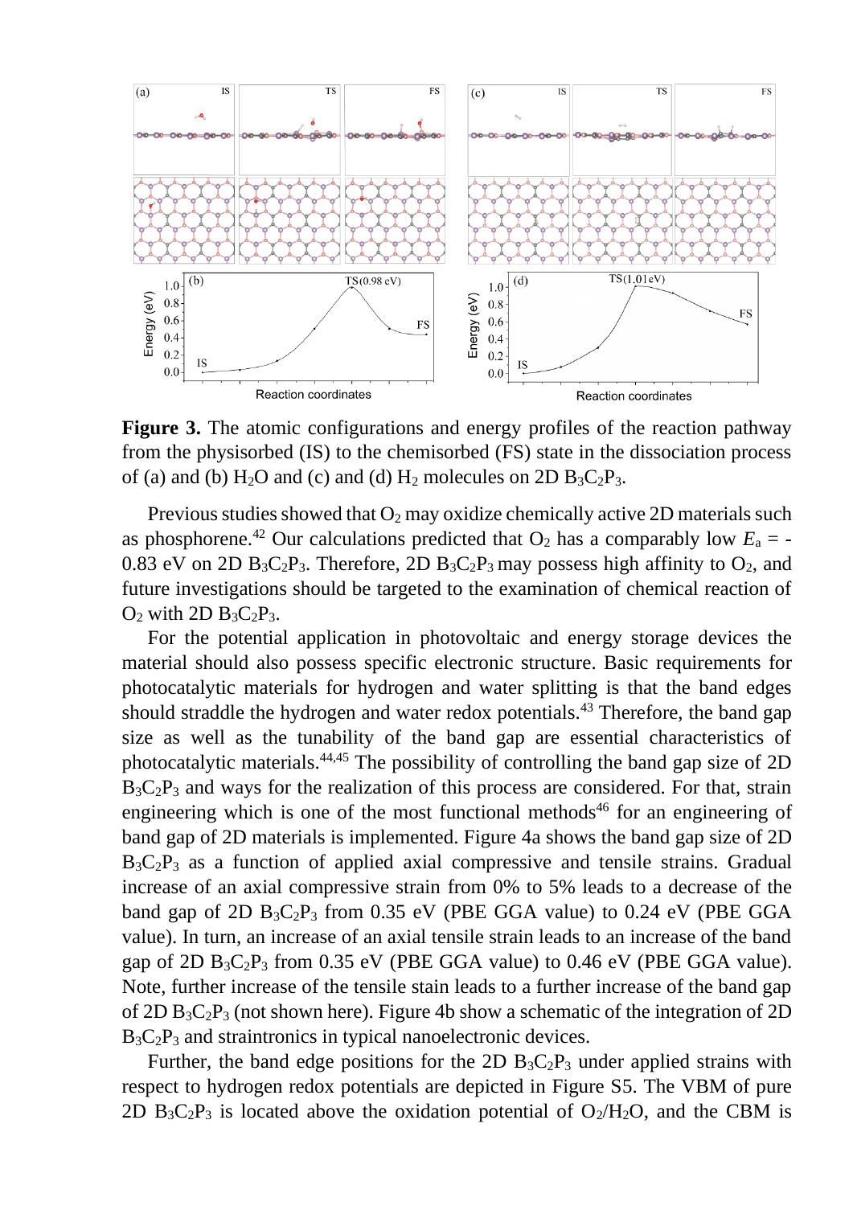**Figure 3.** The atomic configurations and energy profiles of the reaction pathway from the physisorbed (IS) to the chemisorbed (FS) state in the dissociation process of (a) and (b) $H_2O$ and (c) and (d) $H_2$ molecules on 2D $B_3C_2P_3$.

Previous studies showed that $O_2$ may oxidize chemically active 2D materials such as phosphorene.[42] Our calculations predicted that $O_2$ has a comparably low $E_a$ = -0.83 eV on 2D $B_3C_2P_3$. Therefore, 2D $B_3C_2P_3$ may possess high affinity to $O_2$, and future investigations should be targeted to the examination of chemical reaction of $O_2$ with 2D $B_3C_2P_3$.

For the potential application in photovoltaic and energy storage devices the material should also possess specific electronic structure. Basic requirements for photocatalytic materials for hydrogen and water splitting is that the band edges should straddle the hydrogen and water redox potentials.[43] Therefore, the band gap size as well as the tunability of the band gap are essential characteristics of photocatalytic materials.[44,45] The possibility of controlling the band gap size of 2D $B_3C_2P_3$ and ways for the realization of this process are considered. For that, strain engineering which is one of the most functional methods[46] for an engineering of band gap of 2D materials is implemented. Figure 4a shows the band gap size of 2D $B_3C_2P_3$ as a function of applied axial compressive and tensile strains. Gradual increase of an axial compressive strain from 0% to 5% leads to a decrease of the band gap of 2D $B_3C_2P_3$ from 0.35 eV (PBE GGA value) to 0.24 eV (PBE GGA value). In turn, an increase of an axial tensile strain leads to an increase of the band gap of 2D $B_3C_2P_3$ from 0.35 eV (PBE GGA value) to 0.46 eV (PBE GGA value). Note, further increase of the tensile stain leads to a further increase of the band gap of 2D $B_3C_2P_3$ (not shown here). Figure 4b show a schematic of the integration of 2D $B_3C_2P_3$ and straintronics in typical nanoelectronic devices.

Further, the band edge positions for the 2D $B_3C_2P_3$ under applied strains with respect to hydrogen redox potentials are depicted in Figure S5. The VBM of pure 2D $B_3C_2P_3$ is located above the oxidation potential of $O_2/H_2O$, and the CBM is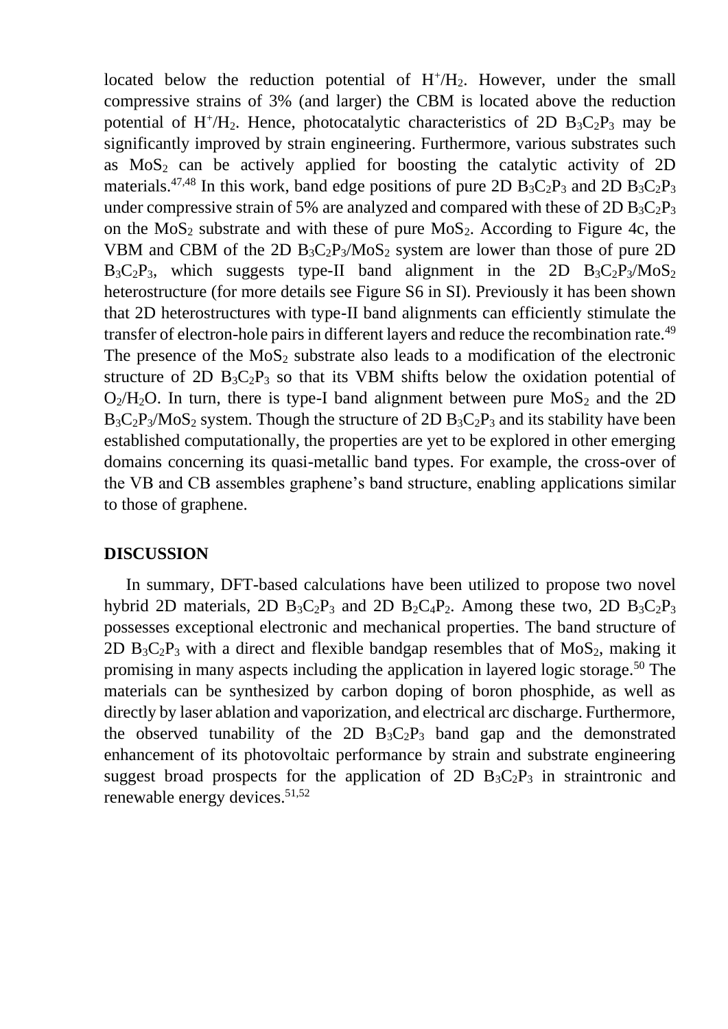located below the reduction potential of $H^+/H_2$. However, under the small compressive strains of 3% (and larger) the CBM is located above the reduction potential of $H^+/H_2$. Hence, photocatalytic characteristics of 2D $B_3C_2P_3$ may be significantly improved by strain engineering. Furthermore, various substrates such as $MoS_2$ can be actively applied for boosting the catalytic activity of 2D materials.[47,48] In this work, band edge positions of pure 2D $B_3C_2P_3$ and 2D $B_3C_2P_3$ under compressive strain of 5% are analyzed and compared with these of 2D $B_3C_2P_3$ on the $MoS_2$ substrate and with these of pure $MoS_2$. According to Figure 4c, the VBM and CBM of the 2D $B_3C_2P_3/MoS_2$ system are lower than those of pure 2D $B_3C_2P_3$, which suggests type-II band alignment in the 2D $B_3C_2P_3/MoS_2$ heterostructure (for more details see Figure S6 in SI). Previously it has been shown that 2D heterostructures with type-II band alignments can efficiently stimulate the transfer of electron-hole pairs in different layers and reduce the recombination rate.[49] The presence of the $MoS_2$ substrate also leads to a modification of the electronic structure of 2D $B_3C_2P_3$ so that its VBM shifts below the oxidation potential of $O_2/H_2O$. In turn, there is type-I band alignment between pure $MoS_2$ and the 2D $B_3C_2P_3/MoS_2$ system. Though the structure of 2D $B_3C_2P_3$ and its stability have been established computationally, the properties are yet to be explored in other emerging domains concerning its quasi-metallic band types. For example, the cross-over of the VB and CB assembles graphene's band structure, enabling applications similar to those of graphene.

## DISCUSSION

In summary, DFT-based calculations have been utilized to propose two novel hybrid 2D materials, 2D $B_3C_2P_3$ and 2D $B_2C_4P_2$. Among these two, 2D $B_3C_2P_3$ possesses exceptional electronic and mechanical properties. The band structure of 2D $B_3C_2P_3$ with a direct and flexible bandgap resembles that of $MoS_2$, making it promising in many aspects including the application in layered logic storage.[50] The materials can be synthesized by carbon doping of boron phosphide, as well as directly by laser ablation and vaporization, and electrical arc discharge. Furthermore, the observed tunability of the 2D $B_3C_2P_3$ band gap and the demonstrated enhancement of its photovoltaic performance by strain and substrate engineering suggest broad prospects for the application of 2D $B_3C_2P_3$ in straintronic and renewable energy devices.[51,52]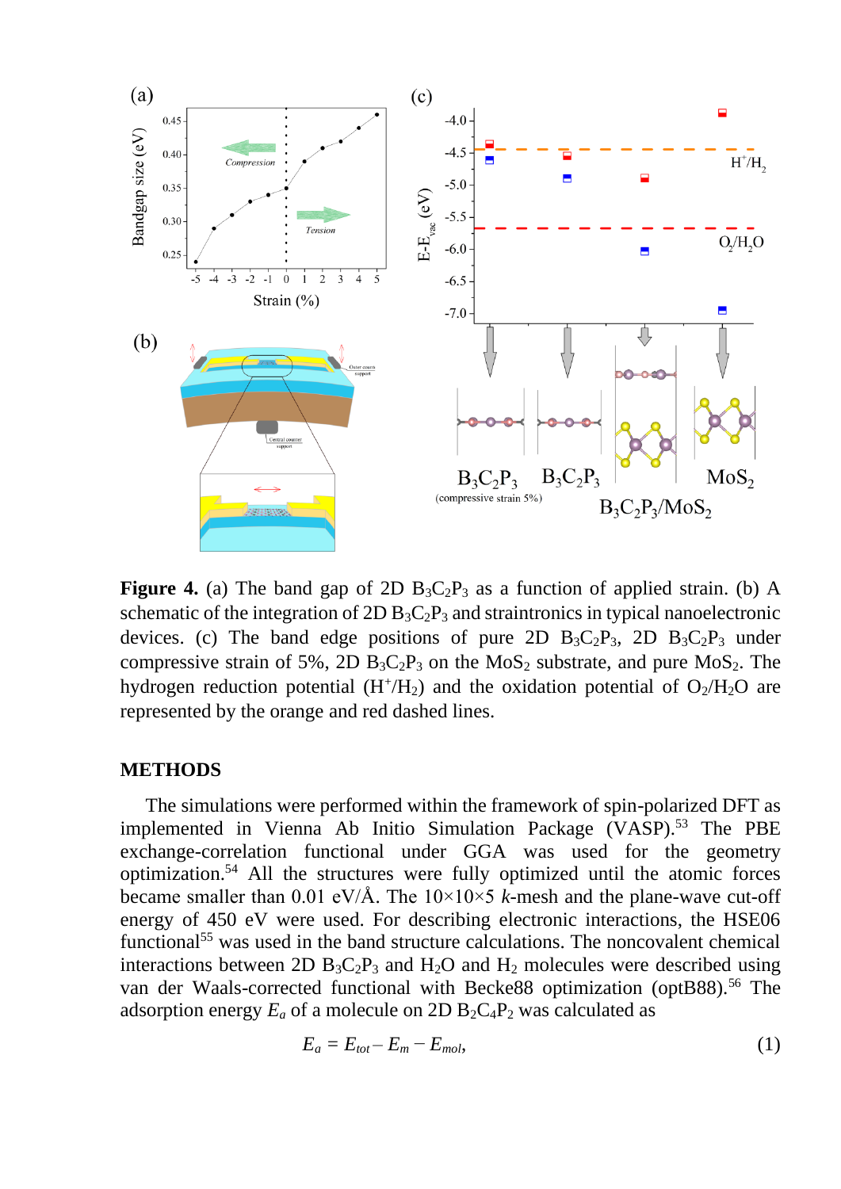**Figure 4.** (a) The band gap of 2D $B_3C_2P_3$ as a function of applied strain. (b) A schematic of the integration of 2D $B_3C_2P_3$ and straintronics in typical nanoelectronic devices. (c) The band edge positions of pure 2D $B_3C_2P_3$, 2D $B_3C_2P_3$ under compressive strain of 5%, 2D $B_3C_2P_3$ on the $MoS_2$ substrate, and pure $MoS_2$. The hydrogen reduction potential ($H^+/H_2$) and the oxidation potential of $O_2/H_2O$ are represented by the orange and red dashed lines.

## METHODS

The simulations were performed within the framework of spin-polarized DFT as implemented in Vienna Ab Initio Simulation Package (VASP).[53] The PBE exchange-correlation functional under GGA was used for the geometry optimization.[54] All the structures were fully optimized until the atomic forces became smaller than 0.01 eV/Å. The 10×10×5 *k*-mesh and the plane-wave cut-off energy of 450 eV were used. For describing electronic interactions, the HSE06 functional[55] was used in the band structure calculations. The noncovalent chemical interactions between 2D $B_3C_2P_3$ and $H_2O$ and $H_2$ molecules were described using van der Waals-corrected functional with Becke88 optimization (optB88).[56] The adsorption energy $E_a$ of a molecule on 2D $B_2C_4P_2$ was calculated as

$$E_a = E_{tot} - E_m - E_{mol}, \tag{1}$$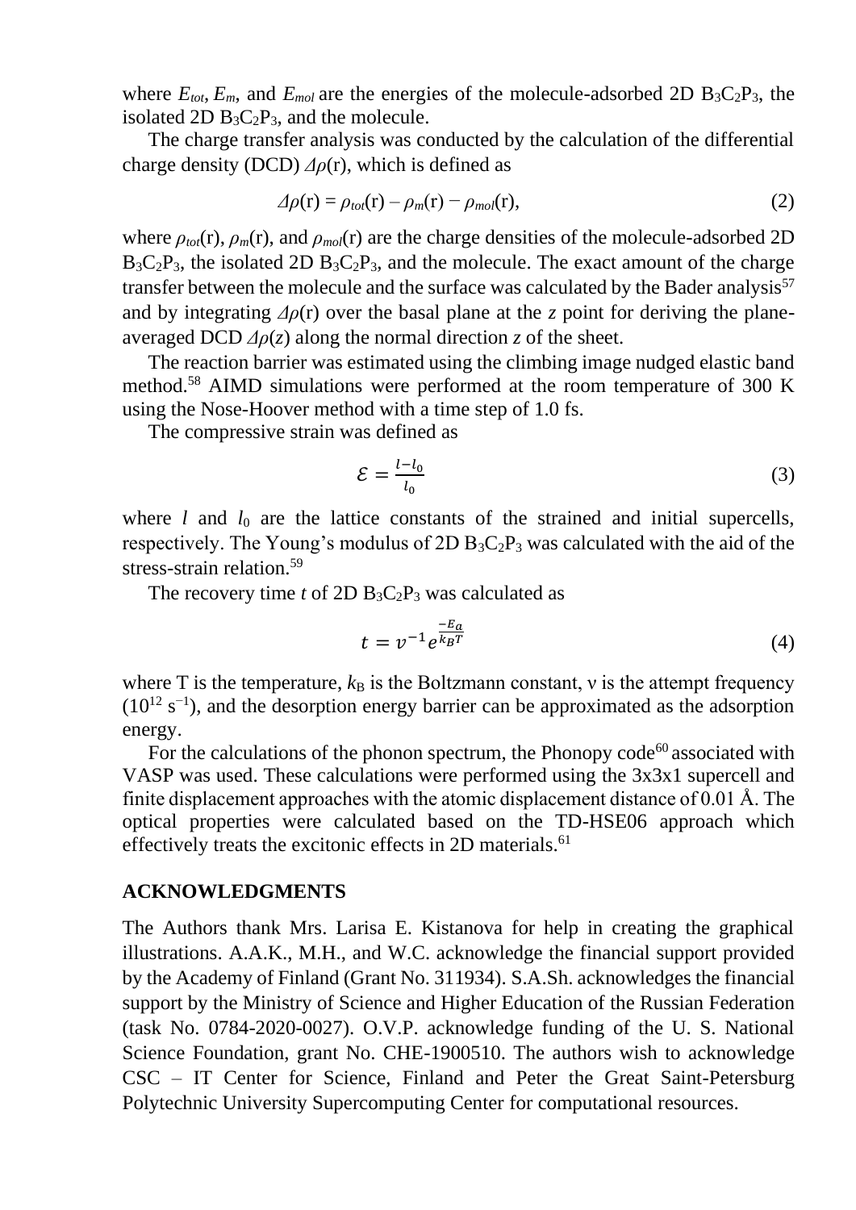where $E_{tot}$, $E_m$, and $E_{mol}$ are the energies of the molecule-adsorbed 2D $B_3C_2P_3$, the isolated 2D $B_3C_2P_3$, and the molecule.

The charge transfer analysis was conducted by the calculation of the differential charge density (DCD) $\Delta\rho(\mathrm{r})$, which is defined as

$$\Delta\rho(\mathrm{r}) = \rho_{tot}(\mathrm{r}) - \rho_m(\mathrm{r}) - \rho_{mol}(\mathrm{r}), \tag{2}$$

where $\rho_{tot}(\mathrm{r})$, $\rho_m(\mathrm{r})$, and $\rho_{mol}(\mathrm{r})$ are the charge densities of the molecule-adsorbed 2D $B_3C_2P_3$, the isolated 2D $B_3C_2P_3$, and the molecule. The exact amount of the charge transfer between the molecule and the surface was calculated by the Bader analysis[57] and by integrating $\Delta\rho(\mathrm{r})$ over the basal plane at the $z$ point for deriving the plane-averaged DCD $\Delta\rho(z)$ along the normal direction $z$ of the sheet.

The reaction barrier was estimated using the climbing image nudged elastic band method.[58] AIMD simulations were performed at the room temperature of 300 K using the Nose-Hoover method with a time step of 1.0 fs.

The compressive strain was defined as

$$\mathcal{E} = \frac{l-l_0}{l_0} \tag{3}$$

where $l$ and $l_0$ are the lattice constants of the strained and initial supercells, respectively. The Young's modulus of 2D $B_3C_2P_3$ was calculated with the aid of the stress-strain relation.[59]

The recovery time $t$ of 2D $B_3C_2P_3$ was calculated as

$$t = v^{-1} e^{\frac{-E_a}{k_B T}} \tag{4}$$

where T is the temperature, $k_B$ is the Boltzmann constant, ν is the attempt frequency ($10^{12}$ $s^{-1}$), and the desorption energy barrier can be approximated as the adsorption energy.

For the calculations of the phonon spectrum, the Phonopy code[60] associated with VASP was used. These calculations were performed using the 3x3x1 supercell and finite displacement approaches with the atomic displacement distance of 0.01 Å. The optical properties were calculated based on the TD-HSE06 approach which effectively treats the excitonic effects in 2D materials.[61]

## ACKNOWLEDGMENTS

The Authors thank Mrs. Larisa E. Kistanova for help in creating the graphical illustrations. A.A.K., M.H., and W.C. acknowledge the financial support provided by the Academy of Finland (Grant No. 311934). S.A.Sh. acknowledges the financial support by the Ministry of Science and Higher Education of the Russian Federation (task No. 0784-2020-0027). O.V.P. acknowledge funding of the U. S. National Science Foundation, grant No. CHE-1900510. The authors wish to acknowledge CSC – IT Center for Science, Finland and Peter the Great Saint-Petersburg Polytechnic University Supercomputing Center for computational resources.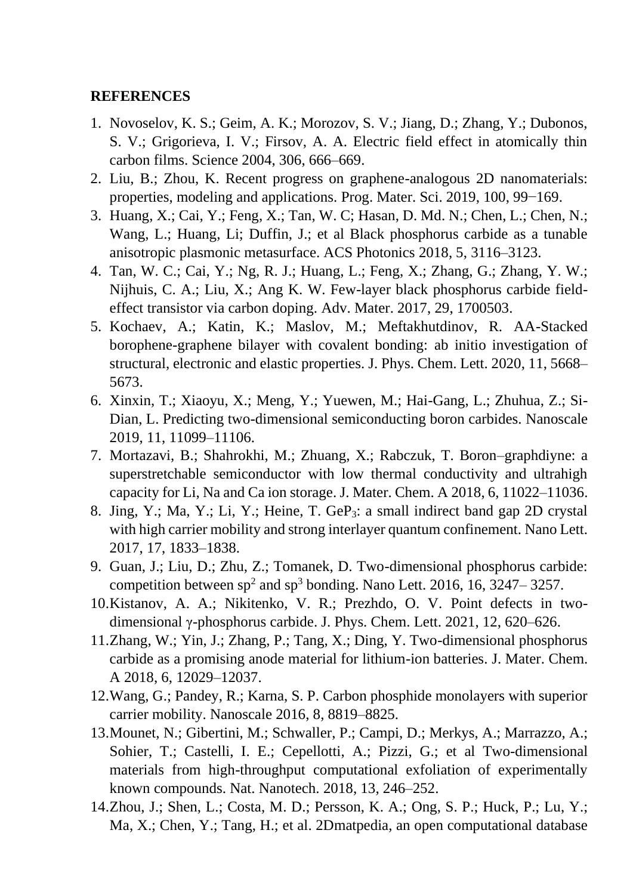## REFERENCES

1. Novoselov, K. S.; Geim, A. K.; Morozov, S. V.; Jiang, D.; Zhang, Y.; Dubonos, S. V.; Grigorieva, I. V.; Firsov, A. A. Electric field effect in atomically thin carbon films. Science 2004, 306, 666–669.
2. Liu, B.; Zhou, K. Recent progress on graphene-analogous 2D nanomaterials: properties, modeling and applications. Prog. Mater. Sci. 2019, 100, 99−169.
3. Huang, X.; Cai, Y.; Feng, X.; Tan, W. C; Hasan, D. Md. N.; Chen, L.; Chen, N.; Wang, L.; Huang, Li; Duffin, J.; et al Black phosphorus carbide as a tunable anisotropic plasmonic metasurface. ACS Photonics 2018, 5, 3116–3123.
4. Tan, W. C.; Cai, Y.; Ng, R. J.; Huang, L.; Feng, X.; Zhang, G.; Zhang, Y. W.; Nijhuis, C. A.; Liu, X.; Ang K. W. Few-layer black phosphorus carbide field-effect transistor via carbon doping. Adv. Mater. 2017, 29, 1700503.
5. Kochaev, A.; Katin, K.; Maslov, M.; Meftakhutdinov, R. AA-Stacked borophene-graphene bilayer with covalent bonding: ab initio investigation of structural, electronic and elastic properties. J. Phys. Chem. Lett. 2020, 11, 5668–5673.
6. Xinxin, T.; Xiaoyu, X.; Meng, Y.; Yuewen, M.; Hai-Gang, L.; Zhuhua, Z.; Si-Dian, L. Predicting two-dimensional semiconducting boron carbides. Nanoscale 2019, 11, 11099–11106.
7. Mortazavi, B.; Shahrokhi, M.; Zhuang, X.; Rabczuk, T. Boron–graphdiyne: a superstretchable semiconductor with low thermal conductivity and ultrahigh capacity for Li, Na and Ca ion storage. J. Mater. Chem. A 2018, 6, 11022–11036.
8. Jing, Y.; Ma, Y.; Li, Y.; Heine, T. $GeP_3$: a small indirect band gap 2D crystal with high carrier mobility and strong interlayer quantum confinement. Nano Lett. 2017, 17, 1833–1838.
9. Guan, J.; Liu, D.; Zhu, Z.; Tomanek, D. Two-dimensional phosphorus carbide: competition between $sp^2$ and $sp^3$ bonding. Nano Lett. 2016, 16, 3247– 3257.
10. Kistanov, A. A.; Nikitenko, V. R.; Prezhdo, O. V. Point defects in two-dimensional γ-phosphorus carbide. J. Phys. Chem. Lett. 2021, 12, 620–626.
11. Zhang, W.; Yin, J.; Zhang, P.; Tang, X.; Ding, Y. Two-dimensional phosphorus carbide as a promising anode material for lithium-ion batteries. J. Mater. Chem. A 2018, 6, 12029–12037.
12. Wang, G.; Pandey, R.; Karna, S. P. Carbon phosphide monolayers with superior carrier mobility. Nanoscale 2016, 8, 8819–8825.
13. Mounet, N.; Gibertini, M.; Schwaller, P.; Campi, D.; Merkys, A.; Marrazzo, A.; Sohier, T.; Castelli, I. E.; Cepellotti, A.; Pizzi, G.; et al Two-dimensional materials from high-throughput computational exfoliation of experimentally known compounds. Nat. Nanotech. 2018, 13, 246–252.
14. Zhou, J.; Shen, L.; Costa, M. D.; Persson, K. A.; Ong, S. P.; Huck, P.; Lu, Y.; Ma, X.; Chen, Y.; Tang, H.; et al. 2Dmatpedia, an open computational database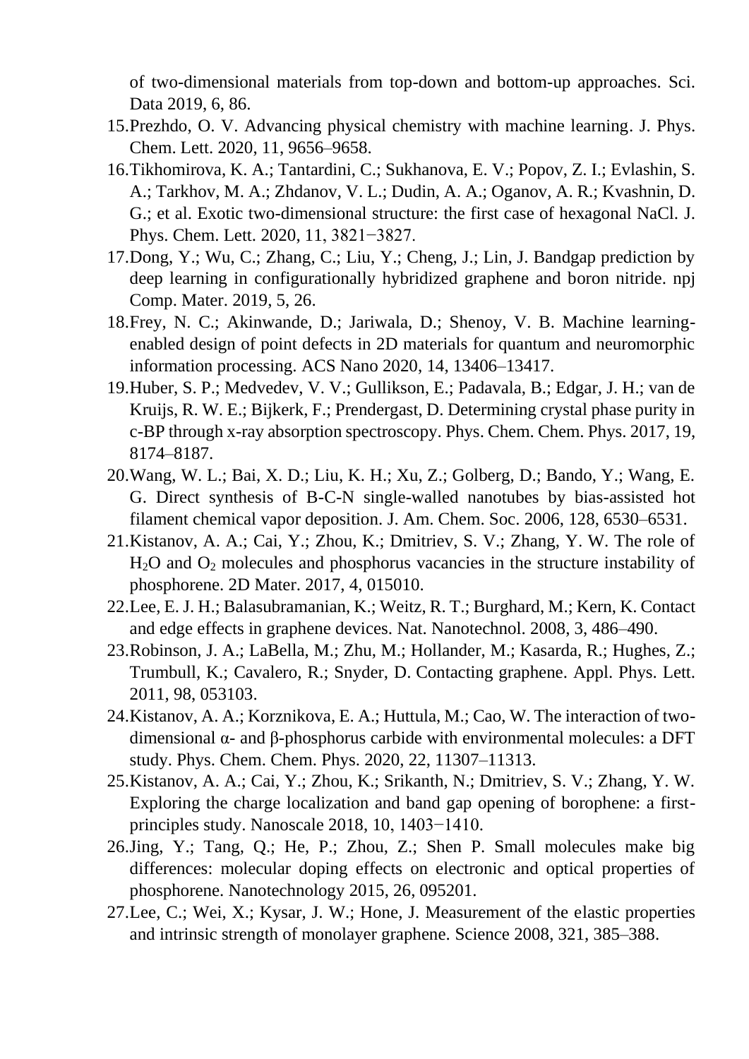of two-dimensional materials from top-down and bottom-up approaches. Sci. Data 2019, 6, 86.

15. Prezhdo, O. V. Advancing physical chemistry with machine learning. J. Phys. Chem. Lett. 2020, 11, 9656–9658.
16. Tikhomirova, K. A.; Tantardini, C.; Sukhanova, E. V.; Popov, Z. I.; Evlashin, S. A.; Tarkhov, M. A.; Zhdanov, V. L.; Dudin, A. A.; Oganov, A. R.; Kvashnin, D. G.; et al. Exotic two-dimensional structure: the first case of hexagonal NaCl. J. Phys. Chem. Lett. 2020, 11, 3821−3827.
17. Dong, Y.; Wu, C.; Zhang, C.; Liu, Y.; Cheng, J.; Lin, J. Bandgap prediction by deep learning in configurationally hybridized graphene and boron nitride. npj Comp. Mater. 2019, 5, 26.
18. Frey, N. C.; Akinwande, D.; Jariwala, D.; Shenoy, V. B. Machine learning-enabled design of point defects in 2D materials for quantum and neuromorphic information processing. ACS Nano 2020, 14, 13406–13417.
19. Huber, S. P.; Medvedev, V. V.; Gullikson, E.; Padavala, B.; Edgar, J. H.; van de Kruijs, R. W. E.; Bijkerk, F.; Prendergast, D. Determining crystal phase purity in c-BP through x-ray absorption spectroscopy. Phys. Chem. Chem. Phys. 2017, 19, 8174–8187.
20. Wang, W. L.; Bai, X. D.; Liu, K. H.; Xu, Z.; Golberg, D.; Bando, Y.; Wang, E. G. Direct synthesis of B-C-N single-walled nanotubes by bias-assisted hot filament chemical vapor deposition. J. Am. Chem. Soc. 2006, 128, 6530–6531.
21. Kistanov, A. A.; Cai, Y.; Zhou, K.; Dmitriev, S. V.; Zhang, Y. W. The role of $H_2O$ and $O_2$ molecules and phosphorus vacancies in the structure instability of phosphorene. 2D Mater. 2017, 4, 015010.
22. Lee, E. J. H.; Balasubramanian, K.; Weitz, R. T.; Burghard, M.; Kern, K. Contact and edge effects in graphene devices. Nat. Nanotechnol. 2008, 3, 486–490.
23. Robinson, J. A.; LaBella, M.; Zhu, M.; Hollander, M.; Kasarda, R.; Hughes, Z.; Trumbull, K.; Cavalero, R.; Snyder, D. Contacting graphene. Appl. Phys. Lett. 2011, 98, 053103.
24. Kistanov, A. A.; Korznikova, E. A.; Huttula, M.; Cao, W. The interaction of two-dimensional α- and β-phosphorus carbide with environmental molecules: a DFT study. Phys. Chem. Chem. Phys. 2020, 22, 11307–11313.
25. Kistanov, A. A.; Cai, Y.; Zhou, K.; Srikanth, N.; Dmitriev, S. V.; Zhang, Y. W. Exploring the charge localization and band gap opening of borophene: a first-principles study. Nanoscale 2018, 10, 1403−1410.
26. Jing, Y.; Tang, Q.; He, P.; Zhou, Z.; Shen P. Small molecules make big differences: molecular doping effects on electronic and optical properties of phosphorene. Nanotechnology 2015, 26, 095201.
27. Lee, C.; Wei, X.; Kysar, J. W.; Hone, J. Measurement of the elastic properties and intrinsic strength of monolayer graphene. Science 2008, 321, 385–388.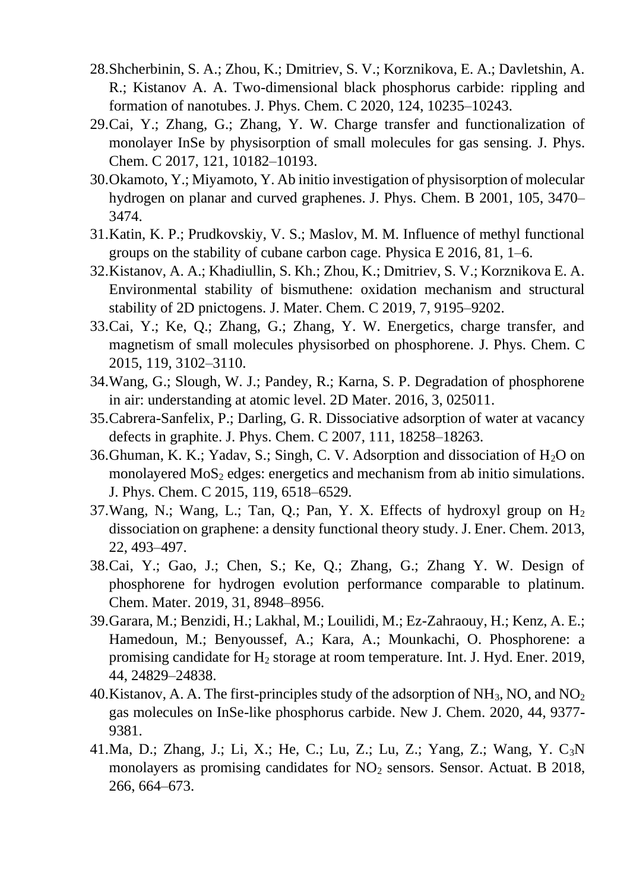28. Shcherbinin, S. A.; Zhou, K.; Dmitriev, S. V.; Korznikova, E. A.; Davletshin, A. R.; Kistanov A. A. Two-dimensional black phosphorus carbide: rippling and formation of nanotubes. J. Phys. Chem. C 2020, 124, 10235–10243.
29. Cai, Y.; Zhang, G.; Zhang, Y. W. Charge transfer and functionalization of monolayer InSe by physisorption of small molecules for gas sensing. J. Phys. Chem. C 2017, 121, 10182–10193.
30. Okamoto, Y.; Miyamoto, Y. Ab initio investigation of physisorption of molecular hydrogen on planar and curved graphenes. J. Phys. Chem. B 2001, 105, 3470–3474.
31. Katin, K. P.; Prudkovskiy, V. S.; Maslov, M. M. Influence of methyl functional groups on the stability of cubane carbon cage. Physica E 2016, 81, 1–6.
32. Kistanov, A. A.; Khadiullin, S. Kh.; Zhou, K.; Dmitriev, S. V.; Korznikova E. A. Environmental stability of bismuthene: oxidation mechanism and structural stability of 2D pnictogens. J. Mater. Chem. C 2019, 7, 9195–9202.
33. Cai, Y.; Ke, Q.; Zhang, G.; Zhang, Y. W. Energetics, charge transfer, and magnetism of small molecules physisorbed on phosphorene. J. Phys. Chem. C 2015, 119, 3102–3110.
34. Wang, G.; Slough, W. J.; Pandey, R.; Karna, S. P. Degradation of phosphorene in air: understanding at atomic level. 2D Mater. 2016, 3, 025011.
35. Cabrera-Sanfelix, P.; Darling, G. R. Dissociative adsorption of water at vacancy defects in graphite. J. Phys. Chem. C 2007, 111, 18258–18263.
36. Ghuman, K. K.; Yadav, S.; Singh, C. V. Adsorption and dissociation of $H_2O$ on monolayered $MoS_2$ edges: energetics and mechanism from ab initio simulations. J. Phys. Chem. C 2015, 119, 6518–6529.
37. Wang, N.; Wang, L.; Tan, Q.; Pan, Y. X. Effects of hydroxyl group on $H_2$ dissociation on graphene: a density functional theory study. J. Ener. Chem. 2013, 22, 493–497.
38. Cai, Y.; Gao, J.; Chen, S.; Ke, Q.; Zhang, G.; Zhang Y. W. Design of phosphorene for hydrogen evolution performance comparable to platinum. Chem. Mater. 2019, 31, 8948–8956.
39. Garara, M.; Benzidi, H.; Lakhal, M.; Louilidi, M.; Ez-Zahraouy, H.; Kenz, A. E.; Hamedoun, M.; Benyoussef, A.; Kara, A.; Mounkachi, O. Phosphorene: a promising candidate for $H_2$ storage at room temperature. Int. J. Hyd. Ener. 2019, 44, 24829–24838.
40. Kistanov, A. A. The first-principles study of the adsorption of $NH_3$, NO, and $NO_2$ gas molecules on InSe-like phosphorus carbide. New J. Chem. 2020, 44, 9377-9381.
41. Ma, D.; Zhang, J.; Li, X.; He, C.; Lu, Z.; Lu, Z.; Yang, Z.; Wang, Y. $C_3N$ monolayers as promising candidates for $NO_2$ sensors. Sensor. Actuat. B 2018, 266, 664–673.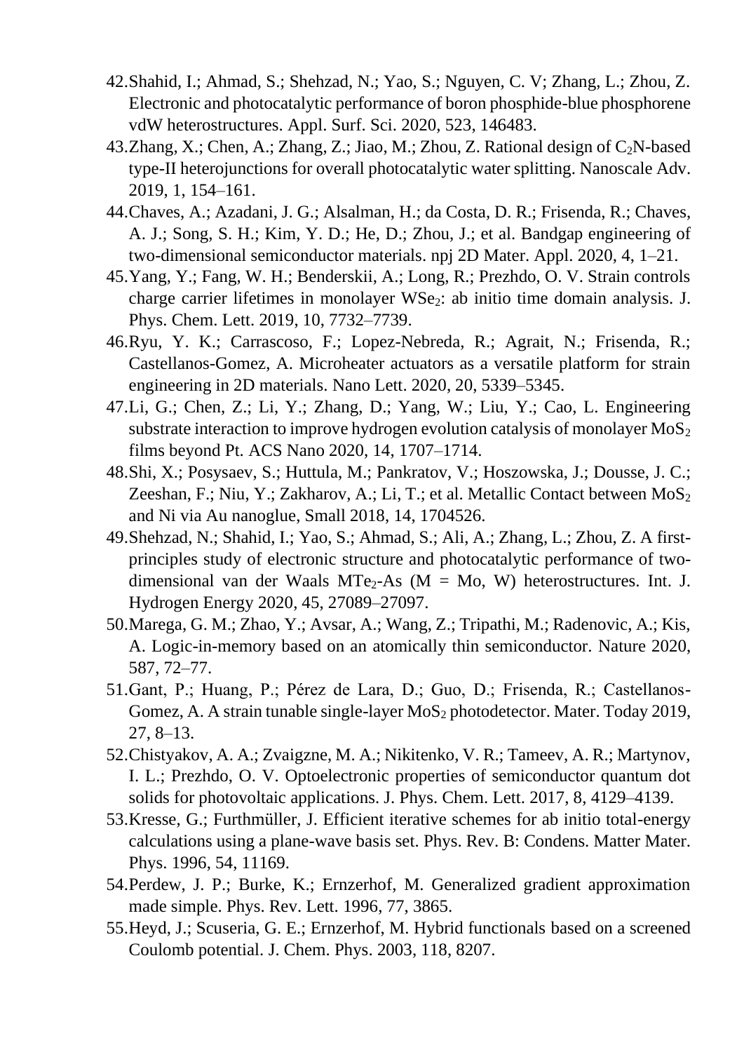42. Shahid, I.; Ahmad, S.; Shehzad, N.; Yao, S.; Nguyen, C. V; Zhang, L.; Zhou, Z. Electronic and photocatalytic performance of boron phosphide-blue phosphorene vdW heterostructures. Appl. Surf. Sci. 2020, 523, 146483.
43. Zhang, X.; Chen, A.; Zhang, Z.; Jiao, M.; Zhou, Z. Rational design of $C_2N$-based type-II heterojunctions for overall photocatalytic water splitting. Nanoscale Adv. 2019, 1, 154–161.
44. Chaves, A.; Azadani, J. G.; Alsalman, H.; da Costa, D. R.; Frisenda, R.; Chaves, A. J.; Song, S. H.; Kim, Y. D.; He, D.; Zhou, J.; et al. Bandgap engineering of two-dimensional semiconductor materials. npj 2D Mater. Appl. 2020, 4, 1–21.
45. Yang, Y.; Fang, W. H.; Benderskii, A.; Long, R.; Prezhdo, O. V. Strain controls charge carrier lifetimes in monolayer $WSe_2$: ab initio time domain analysis. J. Phys. Chem. Lett. 2019, 10, 7732–7739.
46. Ryu, Y. K.; Carrascoso, F.; Lopez-Nebreda, R.; Agrait, N.; Frisenda, R.; Castellanos-Gomez, A. Microheater actuators as a versatile platform for strain engineering in 2D materials. Nano Lett. 2020, 20, 5339–5345.
47. Li, G.; Chen, Z.; Li, Y.; Zhang, D.; Yang, W.; Liu, Y.; Cao, L. Engineering substrate interaction to improve hydrogen evolution catalysis of monolayer $MoS_2$ films beyond Pt. ACS Nano 2020, 14, 1707–1714.
48. Shi, X.; Posysaev, S.; Huttula, M.; Pankratov, V.; Hoszowska, J.; Dousse, J. C.; Zeeshan, F.; Niu, Y.; Zakharov, A.; Li, T.; et al. Metallic Contact between $MoS_2$ and Ni via Au nanoglue, Small 2018, 14, 1704526.
49. Shehzad, N.; Shahid, I.; Yao, S.; Ahmad, S.; Ali, A.; Zhang, L.; Zhou, Z. A first-principles study of electronic structure and photocatalytic performance of two-dimensional van der Waals $MTe_2$-As (M = Mo, W) heterostructures. Int. J. Hydrogen Energy 2020, 45, 27089–27097.
50. Marega, G. M.; Zhao, Y.; Avsar, A.; Wang, Z.; Tripathi, M.; Radenovic, A.; Kis, A. Logic-in-memory based on an atomically thin semiconductor. Nature 2020, 587, 72–77.
51. Gant, P.; Huang, P.; Pérez de Lara, D.; Guo, D.; Frisenda, R.; Castellanos-Gomez, A. A strain tunable single-layer $MoS_2$ photodetector. Mater. Today 2019, 27, 8–13.
52. Chistyakov, A. A.; Zvaigzne, M. A.; Nikitenko, V. R.; Tameev, A. R.; Martynov, I. L.; Prezhdo, O. V. Optoelectronic properties of semiconductor quantum dot solids for photovoltaic applications. J. Phys. Chem. Lett. 2017, 8, 4129–4139.
53. Kresse, G.; Furthmüller, J. Efficient iterative schemes for ab initio total-energy calculations using a plane-wave basis set. Phys. Rev. B: Condens. Matter Mater. Phys. 1996, 54, 11169.
54. Perdew, J. P.; Burke, K.; Ernzerhof, M. Generalized gradient approximation made simple. Phys. Rev. Lett. 1996, 77, 3865.
55. Heyd, J.; Scuseria, G. E.; Ernzerhof, M. Hybrid functionals based on a screened Coulomb potential. J. Chem. Phys. 2003, 118, 8207.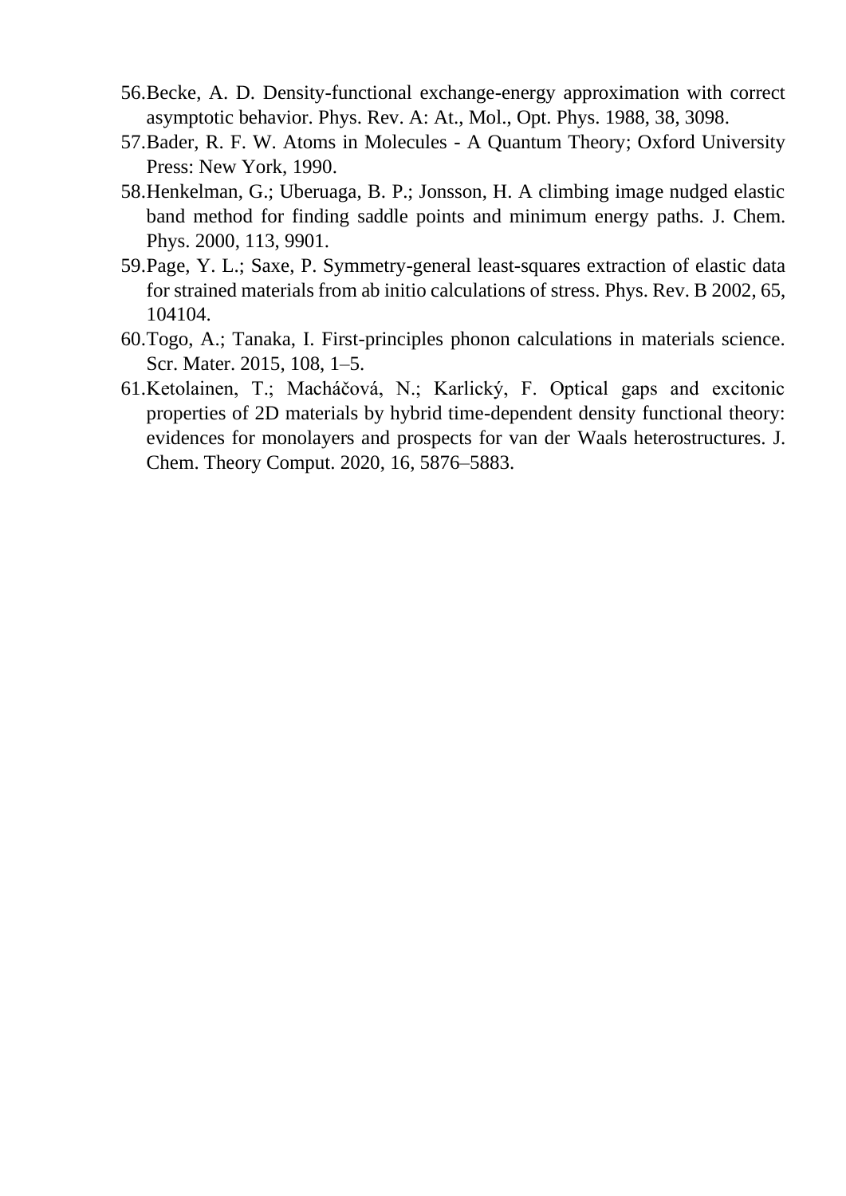56. Becke, A. D. Density-functional exchange-energy approximation with correct asymptotic behavior. Phys. Rev. A: At., Mol., Opt. Phys. 1988, 38, 3098.
57. Bader, R. F. W. Atoms in Molecules - A Quantum Theory; Oxford University Press: New York, 1990.
58. Henkelman, G.; Uberuaga, B. P.; Jonsson, H. A climbing image nudged elastic band method for finding saddle points and minimum energy paths. J. Chem. Phys. 2000, 113, 9901.
59. Page, Y. L.; Saxe, P. Symmetry-general least-squares extraction of elastic data for strained materials from ab initio calculations of stress. Phys. Rev. B 2002, 65, 104104.
60. Togo, A.; Tanaka, I. First-principles phonon calculations in materials science. Scr. Mater. 2015, 108, 1–5.
61. Ketolainen, T.; Macháčová, N.; Karlický, F. Optical gaps and excitonic properties of 2D materials by hybrid time-dependent density functional theory: evidences for monolayers and prospects for van der Waals heterostructures. J. Chem. Theory Comput. 2020, 16, 5876–5883.